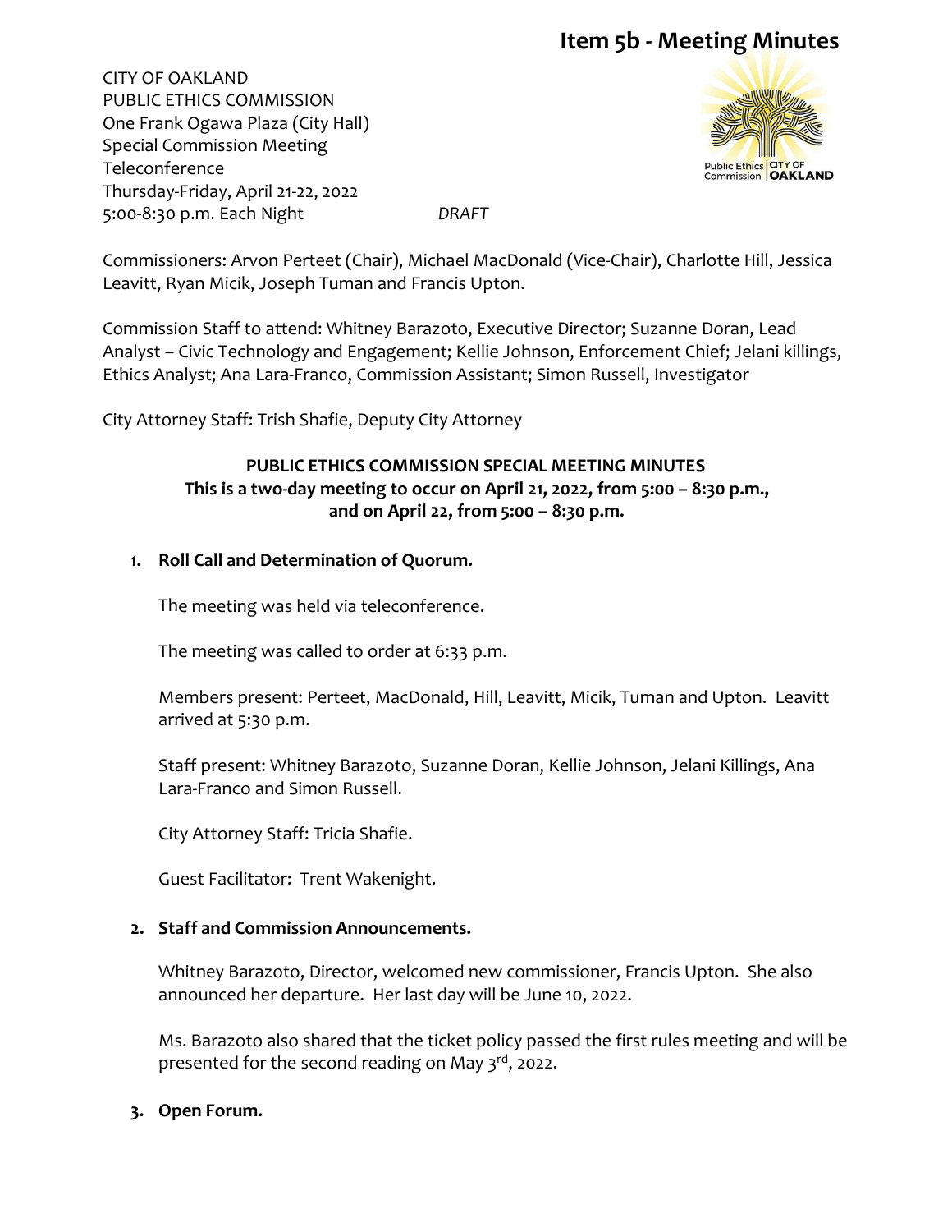# Item 5b - Meeting Minutes

CITY OF OAKLAND
PUBLIC ETHICS COMMISSION
One Frank Ogawa Plaza (City Hall)
Special Commission Meeting
Teleconference
Thursday-Friday, April 21-22, 2022
5:00-8:30 p.m. Each Night *DRAFT*

Commissioners: Arvon Perteet (Chair), Michael MacDonald (Vice-Chair), Charlotte Hill, Jessica Leavitt, Ryan Micik, Joseph Tuman and Francis Upton.

Commission Staff to attend: Whitney Barazoto, Executive Director; Suzanne Doran, Lead Analyst – Civic Technology and Engagement; Kellie Johnson, Enforcement Chief; Jelani killings, Ethics Analyst; Ana Lara-Franco, Commission Assistant; Simon Russell, Investigator

City Attorney Staff: Trish Shafie, Deputy City Attorney

**PUBLIC ETHICS COMMISSION SPECIAL MEETING MINUTES**
**This is a two-day meeting to occur on April 21, 2022, from 5:00 – 8:30 p.m., and on April 22, from 5:00 – 8:30 p.m.**

1. **Roll Call and Determination of Quorum.**

   The meeting was held via teleconference.

   The meeting was called to order at 6:33 p.m.

   Members present: Perteet, MacDonald, Hill, Leavitt, Micik, Tuman and Upton. Leavitt arrived at 5:30 p.m.

   Staff present: Whitney Barazoto, Suzanne Doran, Kellie Johnson, Jelani Killings, Ana Lara-Franco and Simon Russell.

   City Attorney Staff: Tricia Shafie.

   Guest Facilitator: Trent Wakenight.

2. **Staff and Commission Announcements.**

   Whitney Barazoto, Director, welcomed new commissioner, Francis Upton. She also announced her departure. Her last day will be June 10, 2022.

   Ms. Barazoto also shared that the ticket policy passed the first rules meeting and will be presented for the second reading on May 3rd, 2022.

3. **Open Forum.**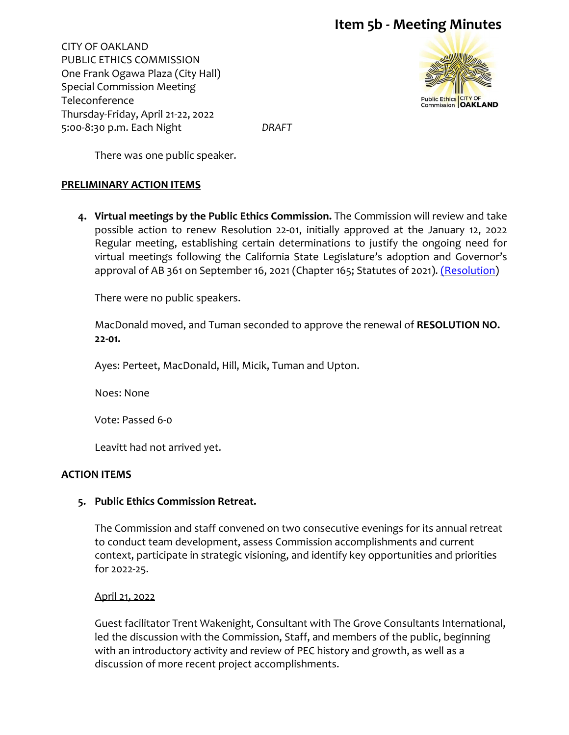There was one public speaker.

**PRELIMINARY ACTION ITEMS**

4. **Virtual meetings by the Public Ethics Commission.** The Commission will review and take possible action to renew Resolution 22-01, initially approved at the January 12, 2022 Regular meeting, establishing certain determinations to justify the ongoing need for virtual meetings following the California State Legislature's adoption and Governor's approval of AB 361 on September 16, 2021 (Chapter 165; Statutes of 2021). [(Resolution)]

   There were no public speakers.

   MacDonald moved, and Tuman seconded to approve the renewal of **RESOLUTION NO. 22-01.**

   Ayes: Perteet, MacDonald, Hill, Micik, Tuman and Upton.

   Noes: None

   Vote: Passed 6-0

   Leavitt had not arrived yet.

**ACTION ITEMS**

5. **Public Ethics Commission Retreat.**

   The Commission and staff convened on two consecutive evenings for its annual retreat to conduct team development, assess Commission accomplishments and current context, participate in strategic visioning, and identify key opportunities and priorities for 2022-25.

   April 21, 2022

   Guest facilitator Trent Wakenight, Consultant with The Grove Consultants International, led the discussion with the Commission, Staff, and members of the public, beginning with an introductory activity and review of PEC history and growth, as well as a discussion of more recent project accomplishments.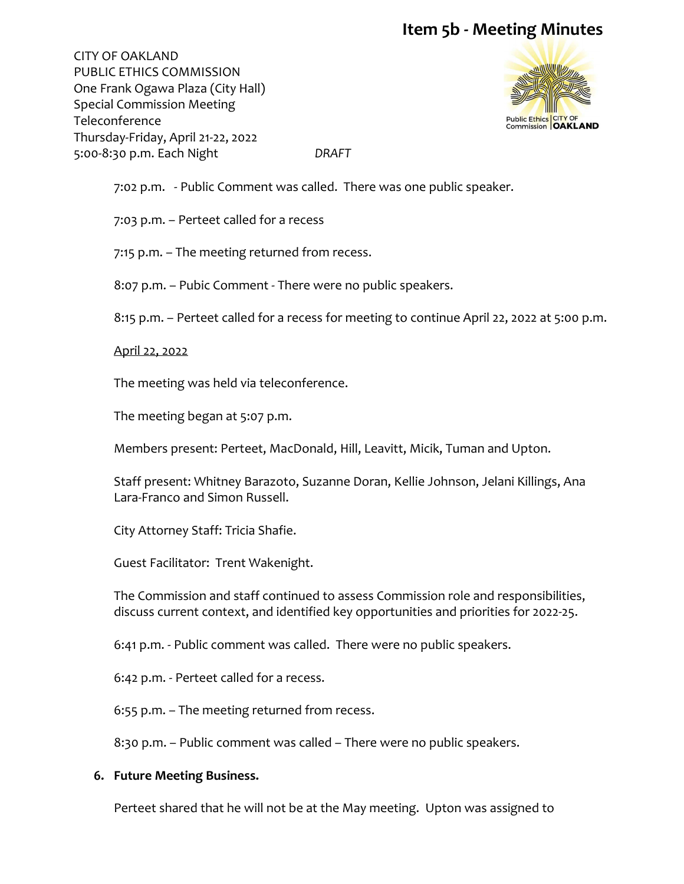# Item 5b - Meeting Minutes

CITY OF OAKLAND
PUBLIC ETHICS COMMISSION
One Frank Ogawa Plaza (City Hall)
Special Commission Meeting
Teleconference
Thursday-Friday, April 21-22, 2022
5:00-8:30 p.m. Each Night *DRAFT*

7:02 p.m. - Public Comment was called. There was one public speaker.

7:03 p.m. – Perteet called for a recess

7:15 p.m. – The meeting returned from recess.

8:07 p.m. – Pubic Comment - There were no public speakers.

8:15 p.m. – Perteet called for a recess for meeting to continue April 22, 2022 at 5:00 p.m.

April 22, 2022

The meeting was held via teleconference.

The meeting began at 5:07 p.m.

Members present: Perteet, MacDonald, Hill, Leavitt, Micik, Tuman and Upton.

Staff present: Whitney Barazoto, Suzanne Doran, Kellie Johnson, Jelani Killings, Ana Lara-Franco and Simon Russell.

City Attorney Staff: Tricia Shafie.

Guest Facilitator: Trent Wakenight.

The Commission and staff continued to assess Commission role and responsibilities, discuss current context, and identified key opportunities and priorities for 2022-25.

6:41 p.m. - Public comment was called. There were no public speakers.

6:42 p.m. - Perteet called for a recess.

6:55 p.m. – The meeting returned from recess.

8:30 p.m. – Public comment was called – There were no public speakers.

**6. Future Meeting Business.**

Perteet shared that he will not be at the May meeting. Upton was assigned to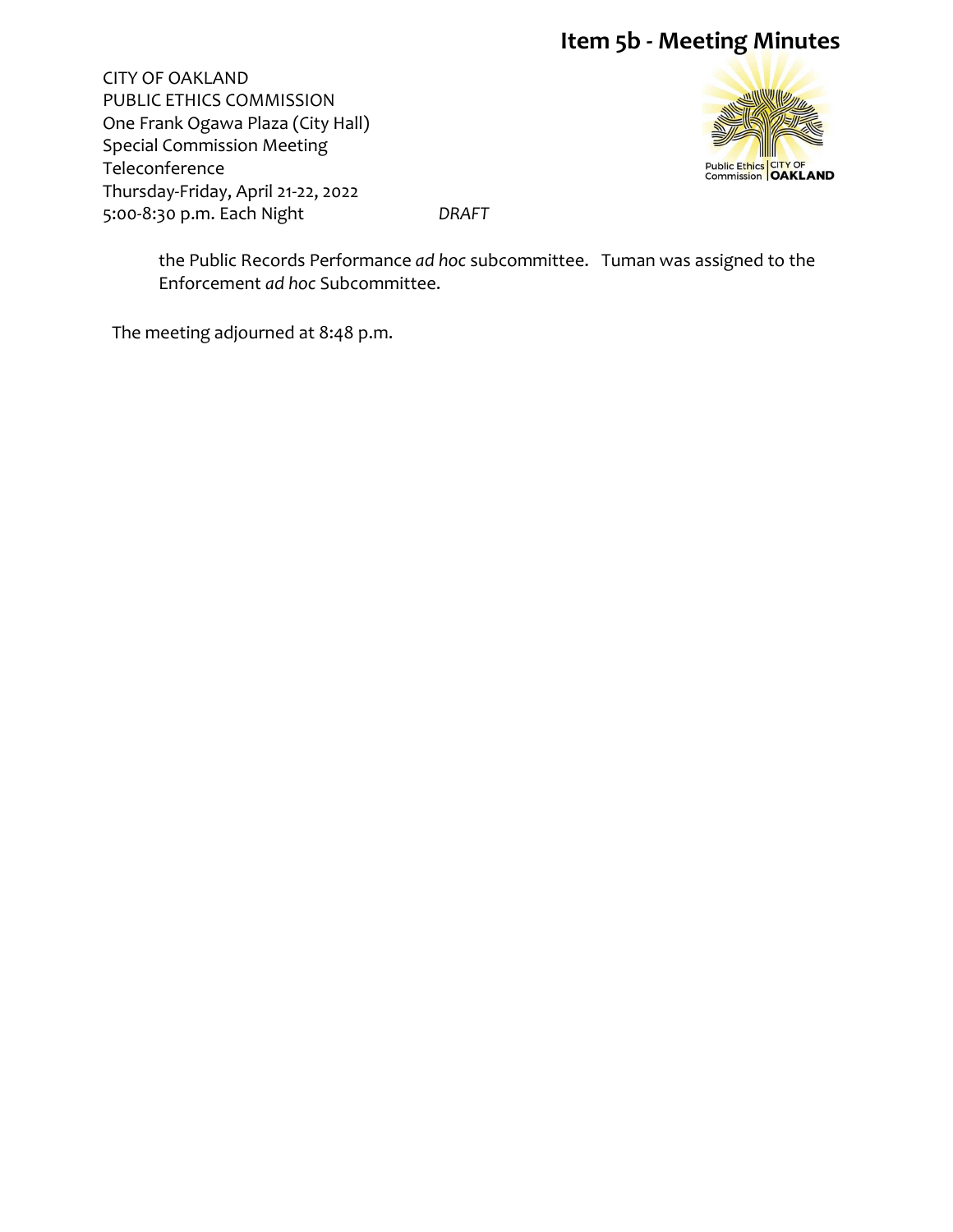the Public Records Performance *ad hoc* subcommittee. Tuman was assigned to the Enforcement *ad hoc* Subcommittee.

The meeting adjourned at 8:48 p.m.